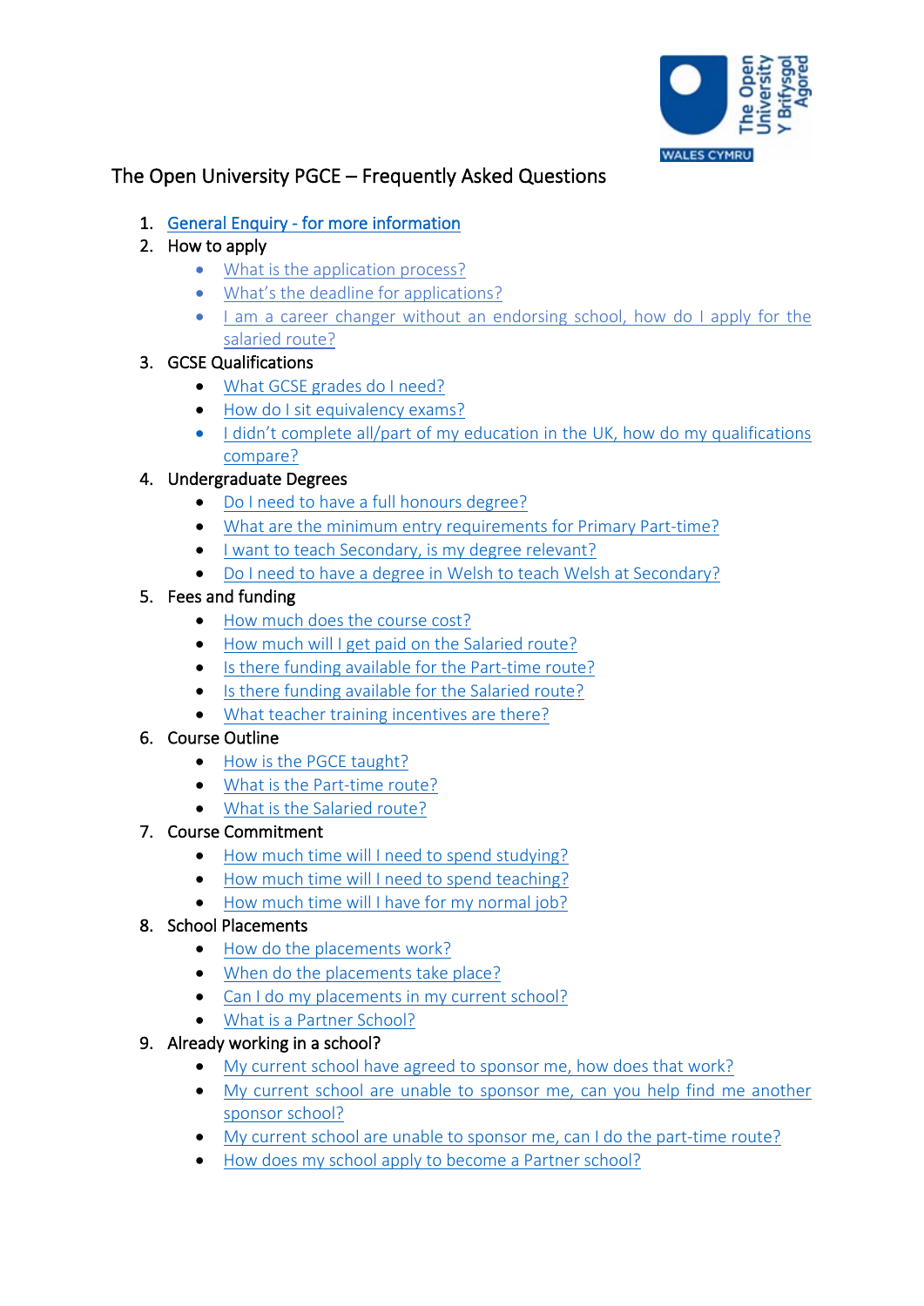# The Open University PGCE – Frequently Asked Questions

1. General Enquiry - for more information
2. How to apply
   - What is the application process?
   - What's the deadline for applications?
   - I am a career changer without an endorsing school, how do I apply for the salaried route?
3. GCSE Qualifications
   - What GCSE grades do I need?
   - How do I sit equivalency exams?
   - I didn't complete all/part of my education in the UK, how do my qualifications compare?
4. Undergraduate Degrees
   - Do I need to have a full honours degree?
   - What are the minimum entry requirements for Primary Part-time?
   - I want to teach Secondary, is my degree relevant?
   - Do I need to have a degree in Welsh to teach Welsh at Secondary?
5. Fees and funding
   - How much does the course cost?
   - How much will I get paid on the Salaried route?
   - Is there funding available for the Part-time route?
   - Is there funding available for the Salaried route?
   - What teacher training incentives are there?
6. Course Outline
   - How is the PGCE taught?
   - What is the Part-time route?
   - What is the Salaried route?
7. Course Commitment
   - How much time will I need to spend studying?
   - How much time will I need to spend teaching?
   - How much time will I have for my normal job?
8. School Placements
   - How do the placements work?
   - When do the placements take place?
   - Can I do my placements in my current school?
   - What is a Partner School?
9. Already working in a school?
   - My current school have agreed to sponsor me, how does that work?
   - My current school are unable to sponsor me, can you help find me another sponsor school?
   - My current school are unable to sponsor me, can I do the part-time route?
   - How does my school apply to become a Partner school?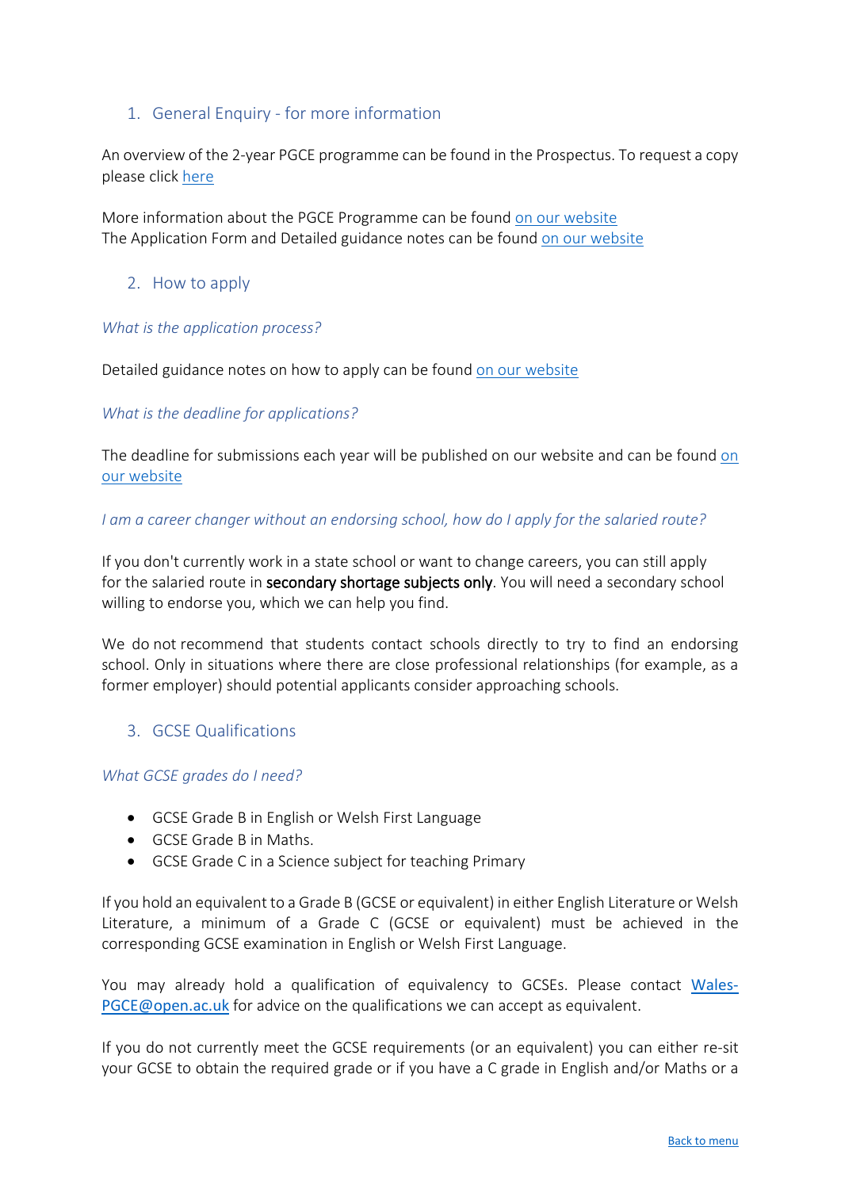## 1. General Enquiry - for more information

An overview of the 2-year PGCE programme can be found in the Prospectus. To request a copy please click here

More information about the PGCE Programme can be found on our website
The Application Form and Detailed guidance notes can be found on our website

## 2. How to apply

*What is the application process?*

Detailed guidance notes on how to apply can be found on our website

*What is the deadline for applications?*

The deadline for submissions each year will be published on our website and can be found on our website

*I am a career changer without an endorsing school, how do I apply for the salaried route?*

If you don't currently work in a state school or want to change careers, you can still apply for the salaried route in **secondary shortage subjects only**. You will need a secondary school willing to endorse you, which we can help you find.

We do not recommend that students contact schools directly to try to find an endorsing school. Only in situations where there are close professional relationships (for example, as a former employer) should potential applicants consider approaching schools.

## 3. GCSE Qualifications

*What GCSE grades do I need?*

- GCSE Grade B in English or Welsh First Language
- GCSE Grade B in Maths.
- GCSE Grade C in a Science subject for teaching Primary

If you hold an equivalent to a Grade B (GCSE or equivalent) in either English Literature or Welsh Literature, a minimum of a Grade C (GCSE or equivalent) must be achieved in the corresponding GCSE examination in English or Welsh First Language.

You may already hold a qualification of equivalency to GCSEs. Please contact Wales-PGCE@open.ac.uk for advice on the qualifications we can accept as equivalent.

If you do not currently meet the GCSE requirements (or an equivalent) you can either re-sit your GCSE to obtain the required grade or if you have a C grade in English and/or Maths or a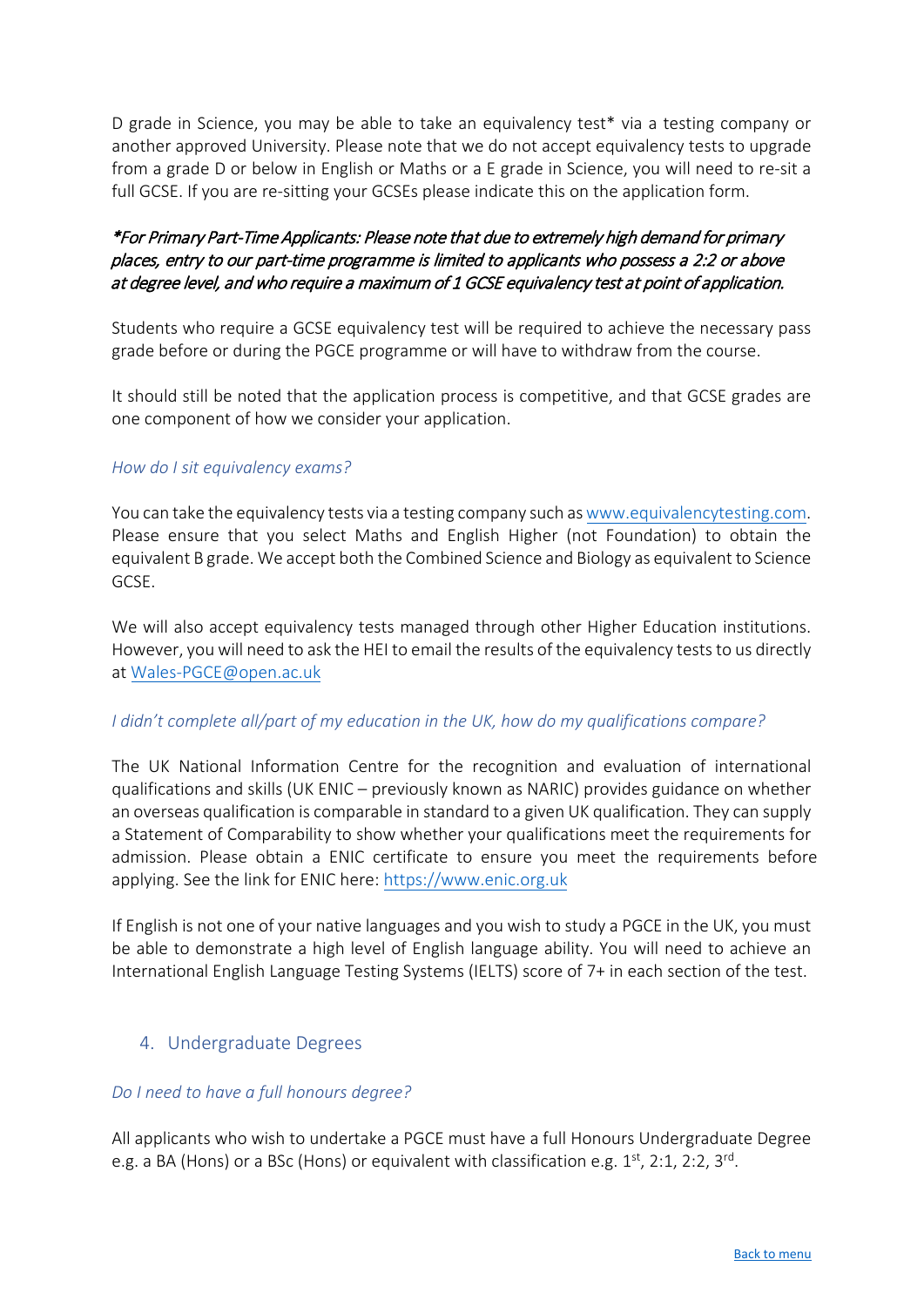D grade in Science, you may be able to take an equivalency test* via a testing company or another approved University. Please note that we do not accept equivalency tests to upgrade from a grade D or below in English or Maths or a E grade in Science, you will need to re-sit a full GCSE. If you are re-sitting your GCSEs please indicate this on the application form.

*\*For Primary Part-Time Applicants: Please note that due to extremely high demand for primary places, entry to our part-time programme is limited to applicants who possess a 2:2 or above at degree level, and who require a maximum of 1 GCSE equivalency test at point of application.*

Students who require a GCSE equivalency test will be required to achieve the necessary pass grade before or during the PGCE programme or will have to withdraw from the course.

It should still be noted that the application process is competitive, and that GCSE grades are one component of how we consider your application.

*How do I sit equivalency exams?*

You can take the equivalency tests via a testing company such as [www.equivalencytesting.com](http://www.equivalencytesting.com). Please ensure that you select Maths and English Higher (not Foundation) to obtain the equivalent B grade. We accept both the Combined Science and Biology as equivalent to Science GCSE.

We will also accept equivalency tests managed through other Higher Education institutions. However, you will need to ask the HEI to email the results of the equivalency tests to us directly at [Wales-PGCE@open.ac.uk](mailto:Wales-PGCE@open.ac.uk)

*I didn't complete all/part of my education in the UK, how do my qualifications compare?*

The UK National Information Centre for the recognition and evaluation of international qualifications and skills (UK ENIC – previously known as NARIC) provides guidance on whether an overseas qualification is comparable in standard to a given UK qualification. They can supply a Statement of Comparability to show whether your qualifications meet the requirements for admission. Please obtain a ENIC certificate to ensure you meet the requirements before applying. See the link for ENIC here: [https://www.enic.org.uk](https://www.enic.org.uk)

If English is not one of your native languages and you wish to study a PGCE in the UK, you must be able to demonstrate a high level of English language ability. You will need to achieve an International English Language Testing Systems (IELTS) score of 7+ in each section of the test.

## 4. Undergraduate Degrees

*Do I need to have a full honours degree?*

All applicants who wish to undertake a PGCE must have a full Honours Undergraduate Degree e.g. a BA (Hons) or a BSc (Hons) or equivalent with classification e.g. 1st, 2:1, 2:2, 3rd.

[Back to menu]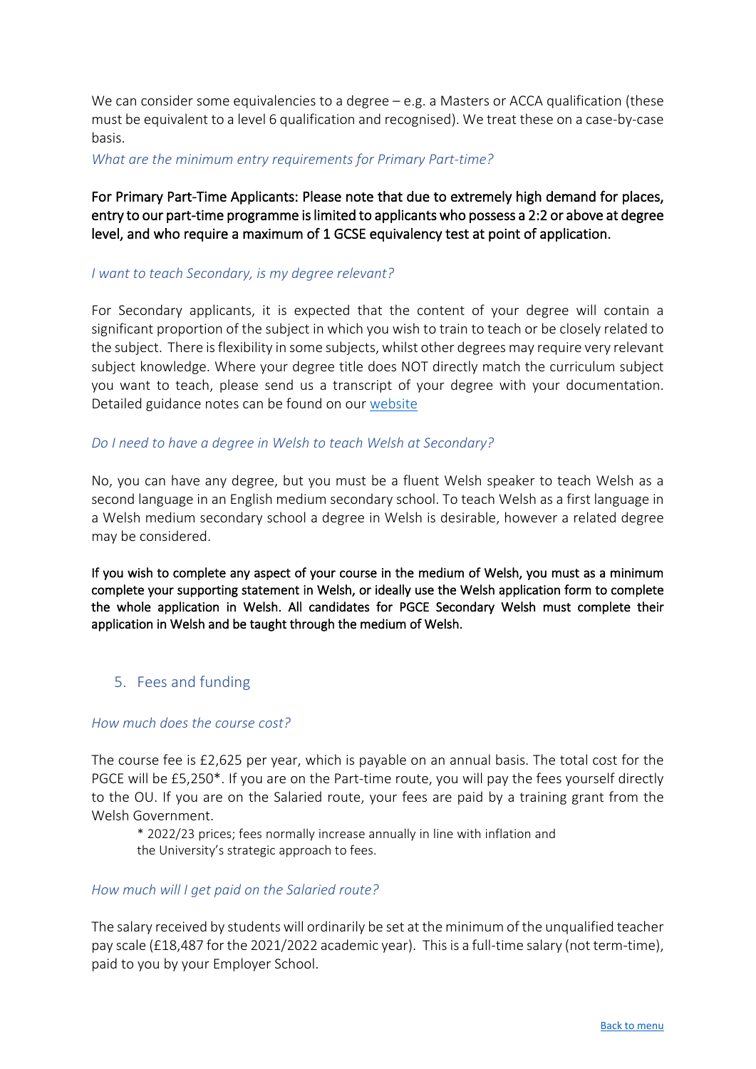We can consider some equivalencies to a degree – e.g. a Masters or ACCA qualification (these must be equivalent to a level 6 qualification and recognised). We treat these on a case-by-case basis.

*What are the minimum entry requirements for Primary Part-time?*

For Primary Part-Time Applicants: Please note that due to extremely high demand for places, entry to our part-time programme is limited to applicants who possess a 2:2 or above at degree level, and who require a maximum of 1 GCSE equivalency test at point of application.

*I want to teach Secondary, is my degree relevant?*

For Secondary applicants, it is expected that the content of your degree will contain a significant proportion of the subject in which you wish to train to teach or be closely related to the subject. There is flexibility in some subjects, whilst other degrees may require very relevant subject knowledge. Where your degree title does NOT directly match the curriculum subject you want to teach, please send us a transcript of your degree with your documentation. Detailed guidance notes can be found on our [website]

*Do I need to have a degree in Welsh to teach Welsh at Secondary?*

No, you can have any degree, but you must be a fluent Welsh speaker to teach Welsh as a second language in an English medium secondary school. To teach Welsh as a first language in a Welsh medium secondary school a degree in Welsh is desirable, however a related degree may be considered.

If you wish to complete any aspect of your course in the medium of Welsh, you must as a minimum complete your supporting statement in Welsh, or ideally use the Welsh application form to complete the whole application in Welsh. All candidates for PGCE Secondary Welsh must complete their application in Welsh and be taught through the medium of Welsh.

## 5. Fees and funding

*How much does the course cost?*

The course fee is £2,625 per year, which is payable on an annual basis. The total cost for the PGCE will be £5,250*. If you are on the Part-time route, you will pay the fees yourself directly to the OU. If you are on the Salaried route, your fees are paid by a training grant from the Welsh Government.

> * 2022/23 prices; fees normally increase annually in line with inflation and the University's strategic approach to fees.

*How much will I get paid on the Salaried route?*

The salary received by students will ordinarily be set at the minimum of the unqualified teacher pay scale (£18,487 for the 2021/2022 academic year). This is a full-time salary (not term-time), paid to you by your Employer School.

Back to menu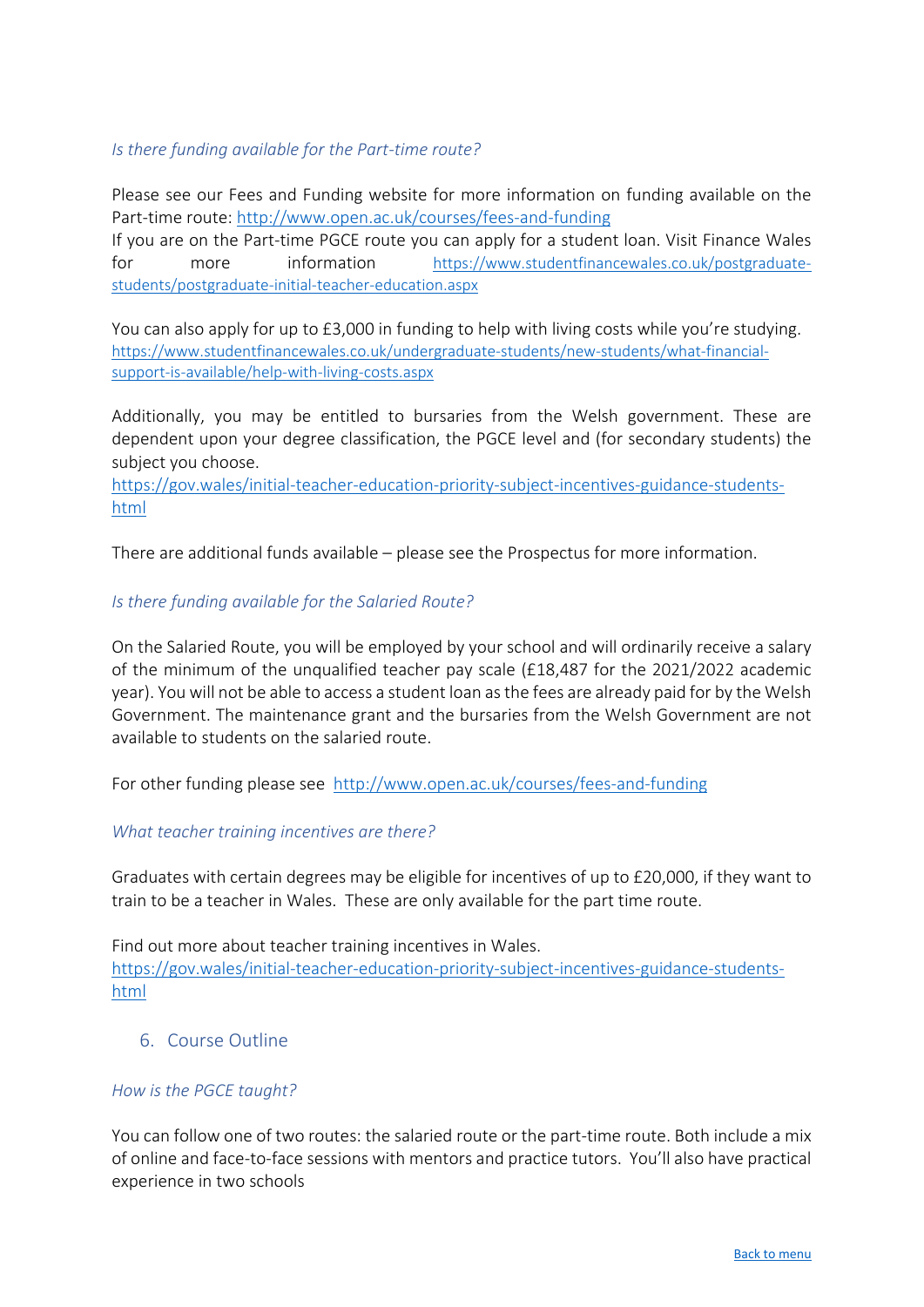*Is there funding available for the Part-time route?*

Please see our Fees and Funding website for more information on funding available on the Part-time route: http://www.open.ac.uk/courses/fees-and-funding
If you are on the Part-time PGCE route you can apply for a student loan. Visit Finance Wales for more information https://www.studentfinancewales.co.uk/postgraduate-students/postgraduate-initial-teacher-education.aspx

You can also apply for up to £3,000 in funding to help with living costs while you're studying. https://www.studentfinancewales.co.uk/undergraduate-students/new-students/what-financial-support-is-available/help-with-living-costs.aspx

Additionally, you may be entitled to bursaries from the Welsh government. These are dependent upon your degree classification, the PGCE level and (for secondary students) the subject you choose.
https://gov.wales/initial-teacher-education-priority-subject-incentives-guidance-students-html

There are additional funds available – please see the Prospectus for more information.

*Is there funding available for the Salaried Route?*

On the Salaried Route, you will be employed by your school and will ordinarily receive a salary of the minimum of the unqualified teacher pay scale (£18,487 for the 2021/2022 academic year). You will not be able to access a student loan as the fees are already paid for by the Welsh Government. The maintenance grant and the bursaries from the Welsh Government are not available to students on the salaried route.

For other funding please see http://www.open.ac.uk/courses/fees-and-funding

*What teacher training incentives are there?*

Graduates with certain degrees may be eligible for incentives of up to £20,000, if they want to train to be a teacher in Wales. These are only available for the part time route.

Find out more about teacher training incentives in Wales.
https://gov.wales/initial-teacher-education-priority-subject-incentives-guidance-students-html

## 6. Course Outline

*How is the PGCE taught?*

You can follow one of two routes: the salaried route or the part-time route. Both include a mix of online and face-to-face sessions with mentors and practice tutors. You'll also have practical experience in two schools

Back to menu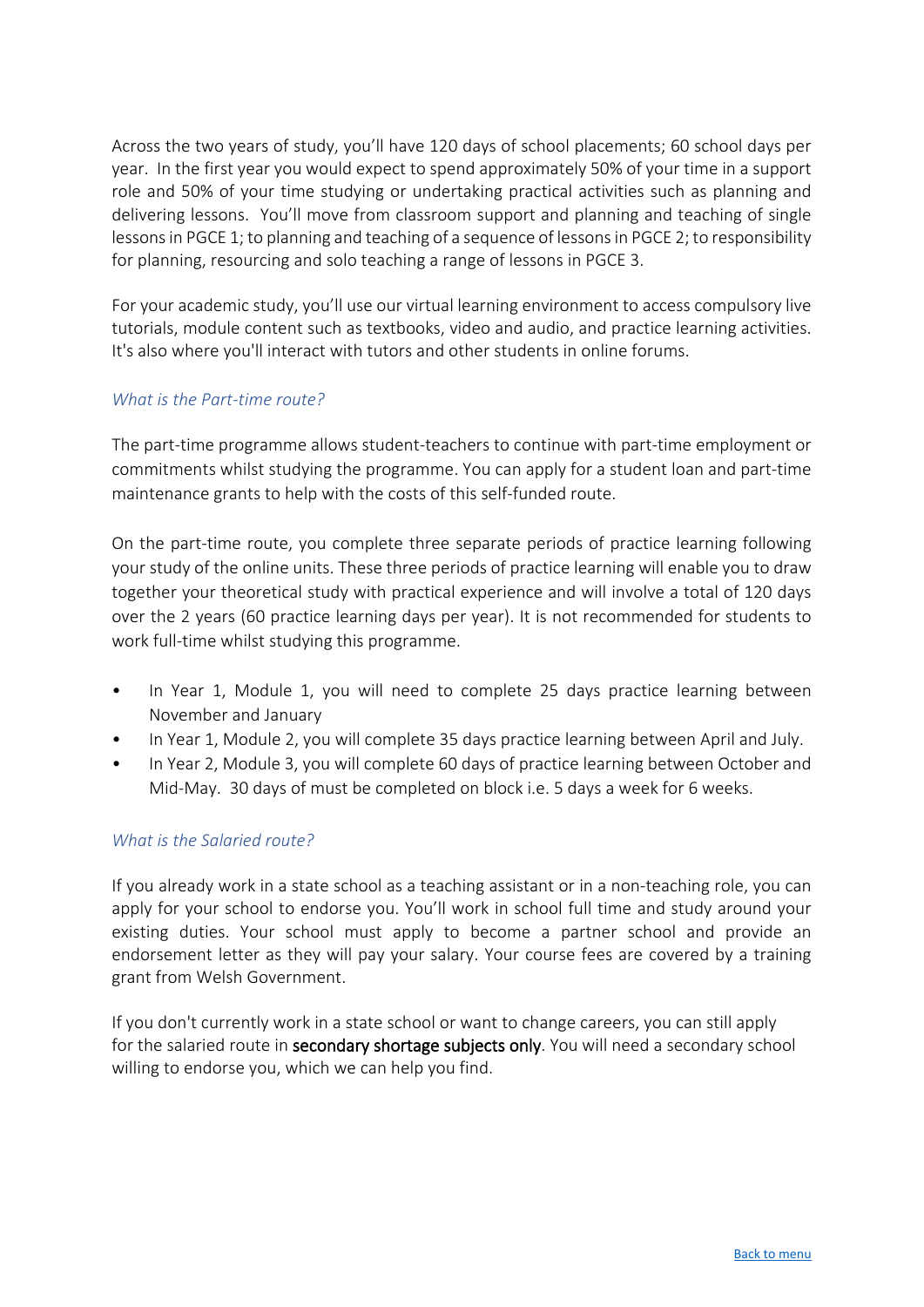Across the two years of study, you'll have 120 days of school placements; 60 school days per year. In the first year you would expect to spend approximately 50% of your time in a support role and 50% of your time studying or undertaking practical activities such as planning and delivering lessons. You'll move from classroom support and planning and teaching of single lessons in PGCE 1; to planning and teaching of a sequence of lessons in PGCE 2; to responsibility for planning, resourcing and solo teaching a range of lessons in PGCE 3.

For your academic study, you'll use our virtual learning environment to access compulsory live tutorials, module content such as textbooks, video and audio, and practice learning activities. It's also where you'll interact with tutors and other students in online forums.

### *What is the Part-time route?*

The part-time programme allows student-teachers to continue with part-time employment or commitments whilst studying the programme. You can apply for a student loan and part-time maintenance grants to help with the costs of this self-funded route.

On the part-time route, you complete three separate periods of practice learning following your study of the online units. These three periods of practice learning will enable you to draw together your theoretical study with practical experience and will involve a total of 120 days over the 2 years (60 practice learning days per year). It is not recommended for students to work full-time whilst studying this programme.

- In Year 1, Module 1, you will need to complete 25 days practice learning between November and January
- In Year 1, Module 2, you will complete 35 days practice learning between April and July.
- In Year 2, Module 3, you will complete 60 days of practice learning between October and Mid-May. 30 days of must be completed on block i.e. 5 days a week for 6 weeks.

### *What is the Salaried route?*

If you already work in a state school as a teaching assistant or in a non-teaching role, you can apply for your school to endorse you. You'll work in school full time and study around your existing duties. Your school must apply to become a partner school and provide an endorsement letter as they will pay your salary. Your course fees are covered by a training grant from Welsh Government.

If you don't currently work in a state school or want to change careers, you can still apply for the salaried route in **secondary shortage subjects only**. You will need a secondary school willing to endorse you, which we can help you find.

[Back to menu]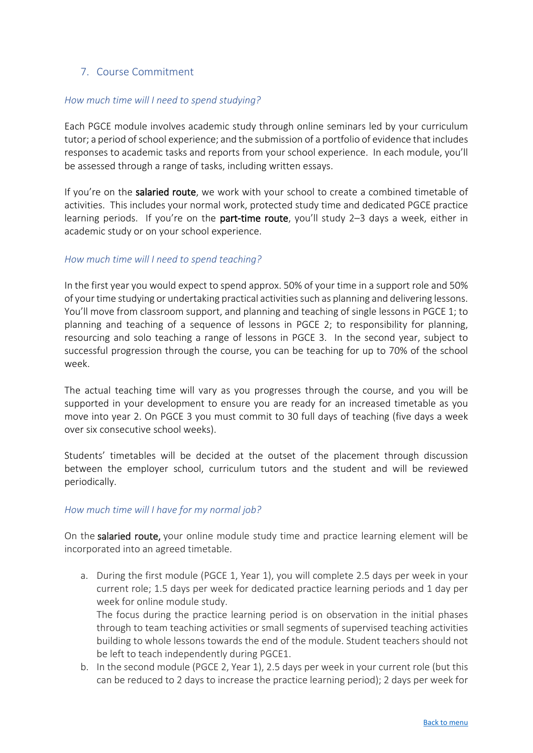## 7. Course Commitment

*How much time will I need to spend studying?*

Each PGCE module involves academic study through online seminars led by your curriculum tutor; a period of school experience; and the submission of a portfolio of evidence that includes responses to academic tasks and reports from your school experience. In each module, you'll be assessed through a range of tasks, including written essays.

If you're on the **salaried route**, we work with your school to create a combined timetable of activities. This includes your normal work, protected study time and dedicated PGCE practice learning periods. If you're on the **part-time route**, you'll study 2–3 days a week, either in academic study or on your school experience.

*How much time will I need to spend teaching?*

In the first year you would expect to spend approx. 50% of your time in a support role and 50% of your time studying or undertaking practical activities such as planning and delivering lessons. You'll move from classroom support, and planning and teaching of single lessons in PGCE 1; to planning and teaching of a sequence of lessons in PGCE 2; to responsibility for planning, resourcing and solo teaching a range of lessons in PGCE 3. In the second year, subject to successful progression through the course, you can be teaching for up to 70% of the school week.

The actual teaching time will vary as you progresses through the course, and you will be supported in your development to ensure you are ready for an increased timetable as you move into year 2. On PGCE 3 you must commit to 30 full days of teaching (five days a week over six consecutive school weeks).

Students' timetables will be decided at the outset of the placement through discussion between the employer school, curriculum tutors and the student and will be reviewed periodically.

*How much time will I have for my normal job?*

On the **salaried route,** your online module study time and practice learning element will be incorporated into an agreed timetable.

a. During the first module (PGCE 1, Year 1), you will complete 2.5 days per week in your current role; 1.5 days per week for dedicated practice learning periods and 1 day per week for online module study.
   The focus during the practice learning period is on observation in the initial phases through to team teaching activities or small segments of supervised teaching activities building to whole lessons towards the end of the module. Student teachers should not be left to teach independently during PGCE1.
b. In the second module (PGCE 2, Year 1), 2.5 days per week in your current role (but this can be reduced to 2 days to increase the practice learning period); 2 days per week for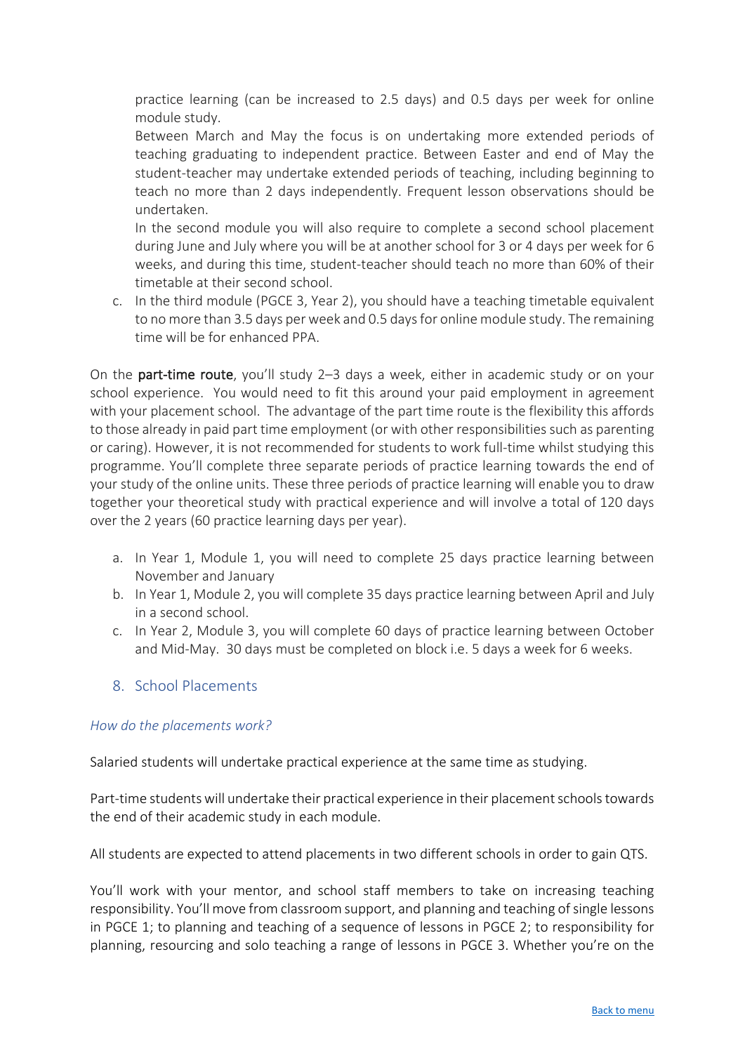practice learning (can be increased to 2.5 days) and 0.5 days per week for online module study.

Between March and May the focus is on undertaking more extended periods of teaching graduating to independent practice. Between Easter and end of May the student-teacher may undertake extended periods of teaching, including beginning to teach no more than 2 days independently. Frequent lesson observations should be undertaken.

In the second module you will also require to complete a second school placement during June and July where you will be at another school for 3 or 4 days per week for 6 weeks, and during this time, student-teacher should teach no more than 60% of their timetable at their second school.

c. In the third module (PGCE 3, Year 2), you should have a teaching timetable equivalent to no more than 3.5 days per week and 0.5 days for online module study. The remaining time will be for enhanced PPA.

On the **part-time route**, you'll study 2–3 days a week, either in academic study or on your school experience. You would need to fit this around your paid employment in agreement with your placement school. The advantage of the part time route is the flexibility this affords to those already in paid part time employment (or with other responsibilities such as parenting or caring). However, it is not recommended for students to work full-time whilst studying this programme. You'll complete three separate periods of practice learning towards the end of your study of the online units. These three periods of practice learning will enable you to draw together your theoretical study with practical experience and will involve a total of 120 days over the 2 years (60 practice learning days per year).

a. In Year 1, Module 1, you will need to complete 25 days practice learning between November and January
b. In Year 1, Module 2, you will complete 35 days practice learning between April and July in a second school.
c. In Year 2, Module 3, you will complete 60 days of practice learning between October and Mid-May. 30 days must be completed on block i.e. 5 days a week for 6 weeks.

## 8. School Placements

*How do the placements work?*

Salaried students will undertake practical experience at the same time as studying.

Part-time students will undertake their practical experience in their placement schools towards the end of their academic study in each module.

All students are expected to attend placements in two different schools in order to gain QTS.

You'll work with your mentor, and school staff members to take on increasing teaching responsibility. You'll move from classroom support, and planning and teaching of single lessons in PGCE 1; to planning and teaching of a sequence of lessons in PGCE 2; to responsibility for planning, resourcing and solo teaching a range of lessons in PGCE 3. Whether you're on the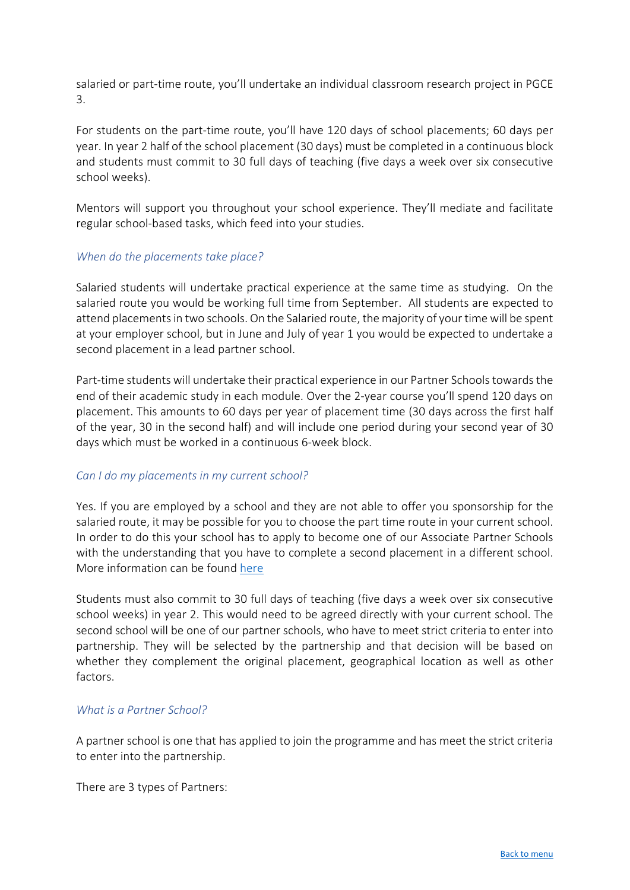salaried or part-time route, you'll undertake an individual classroom research project in PGCE 3.

For students on the part-time route, you'll have 120 days of school placements; 60 days per year. In year 2 half of the school placement (30 days) must be completed in a continuous block and students must commit to 30 full days of teaching (five days a week over six consecutive school weeks).

Mentors will support you throughout your school experience. They'll mediate and facilitate regular school-based tasks, which feed into your studies.

### *When do the placements take place?*

Salaried students will undertake practical experience at the same time as studying. On the salaried route you would be working full time from September. All students are expected to attend placements in two schools. On the Salaried route, the majority of your time will be spent at your employer school, but in June and July of year 1 you would be expected to undertake a second placement in a lead partner school.

Part-time students will undertake their practical experience in our Partner Schools towards the end of their academic study in each module. Over the 2-year course you'll spend 120 days on placement. This amounts to 60 days per year of placement time (30 days across the first half of the year, 30 in the second half) and will include one period during your second year of 30 days which must be worked in a continuous 6-week block.

### *Can I do my placements in my current school?*

Yes. If you are employed by a school and they are not able to offer you sponsorship for the salaried route, it may be possible for you to choose the part time route in your current school. In order to do this your school has to apply to become one of our Associate Partner Schools with the understanding that you have to complete a second placement in a different school. More information can be found [here]

Students must also commit to 30 full days of teaching (five days a week over six consecutive school weeks) in year 2. This would need to be agreed directly with your current school. The second school will be one of our partner schools, who have to meet strict criteria to enter into partnership. They will be selected by the partnership and that decision will be based on whether they complement the original placement, geographical location as well as other factors.

### *What is a Partner School?*

A partner school is one that has applied to join the programme and has meet the strict criteria to enter into the partnership.

There are 3 types of Partners: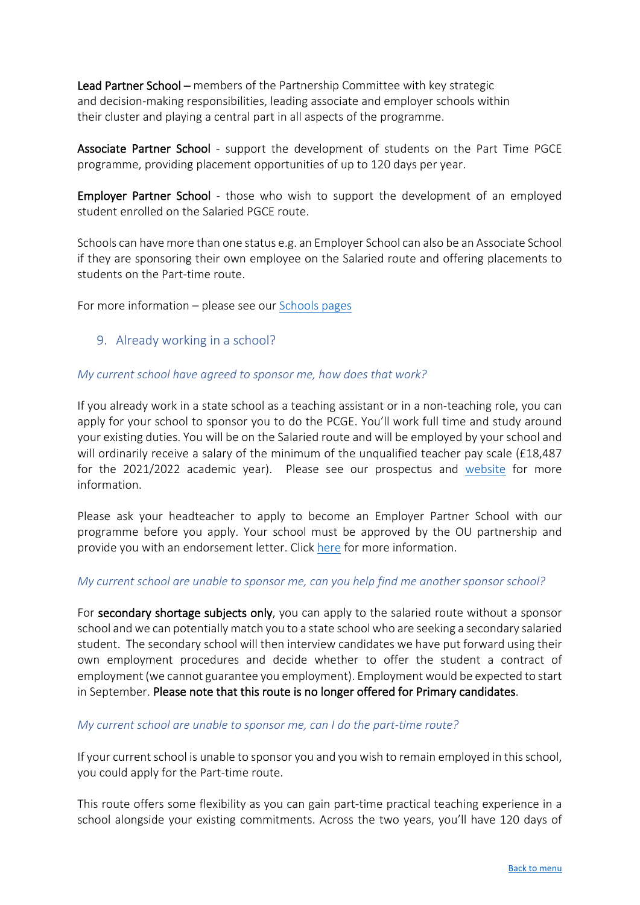**Lead Partner School –** members of the Partnership Committee with key strategic and decision-making responsibilities, leading associate and employer schools within their cluster and playing a central part in all aspects of the programme.

**Associate Partner School** - support the development of students on the Part Time PGCE programme, providing placement opportunities of up to 120 days per year.

**Employer Partner School** - those who wish to support the development of an employed student enrolled on the Salaried PGCE route.

Schools can have more than one status e.g. an Employer School can also be an Associate School if they are sponsoring their own employee on the Salaried route and offering placements to students on the Part-time route.

For more information – please see our [Schools pages]

## 9. Already working in a school?

*My current school have agreed to sponsor me, how does that work?*

If you already work in a state school as a teaching assistant or in a non-teaching role, you can apply for your school to sponsor you to do the PCGE. You'll work full time and study around your existing duties. You will be on the Salaried route and will be employed by your school and will ordinarily receive a salary of the minimum of the unqualified teacher pay scale (£18,487 for the 2021/2022 academic year). Please see our prospectus and [website] for more information.

Please ask your headteacher to apply to become an Employer Partner School with our programme before you apply. Your school must be approved by the OU partnership and provide you with an endorsement letter. Click [here] for more information.

*My current school are unable to sponsor me, can you help find me another sponsor school?*

For **secondary shortage subjects only**, you can apply to the salaried route without a sponsor school and we can potentially match you to a state school who are seeking a secondary salaried student. The secondary school will then interview candidates we have put forward using their own employment procedures and decide whether to offer the student a contract of employment (we cannot guarantee you employment). Employment would be expected to start in September. **Please note that this route is no longer offered for Primary candidates**.

*My current school are unable to sponsor me, can I do the part-time route?*

If your current school is unable to sponsor you and you wish to remain employed in this school, you could apply for the Part-time route.

This route offers some flexibility as you can gain part-time practical teaching experience in a school alongside your existing commitments. Across the two years, you'll have 120 days of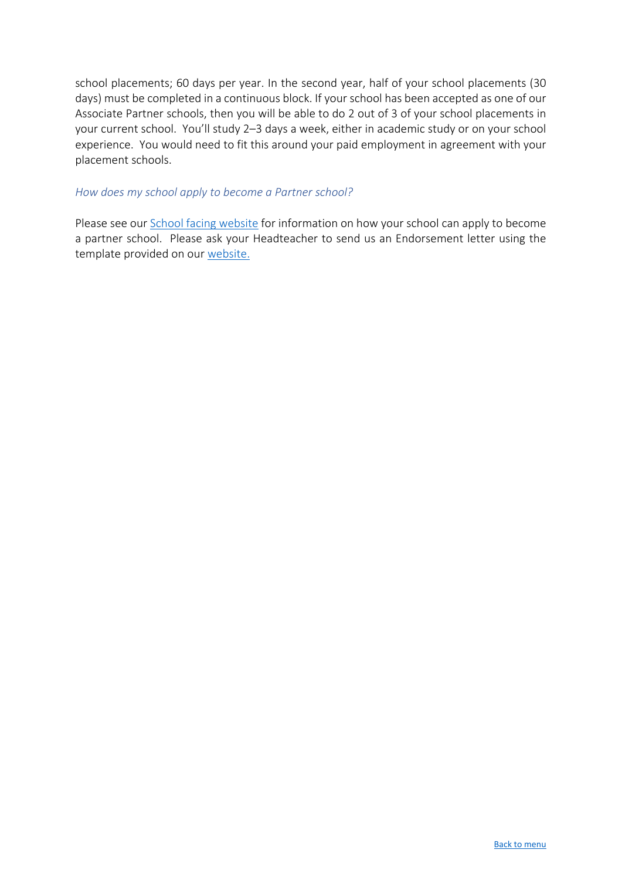school placements; 60 days per year. In the second year, half of your school placements (30 days) must be completed in a continuous block. If your school has been accepted as one of our Associate Partner schools, then you will be able to do 2 out of 3 of your school placements in your current school. You'll study 2–3 days a week, either in academic study or on your school experience. You would need to fit this around your paid employment in agreement with your placement schools.

*How does my school apply to become a Partner school?*

Please see our School facing website for information on how your school can apply to become a partner school. Please ask your Headteacher to send us an Endorsement letter using the template provided on our website.

Back to menu